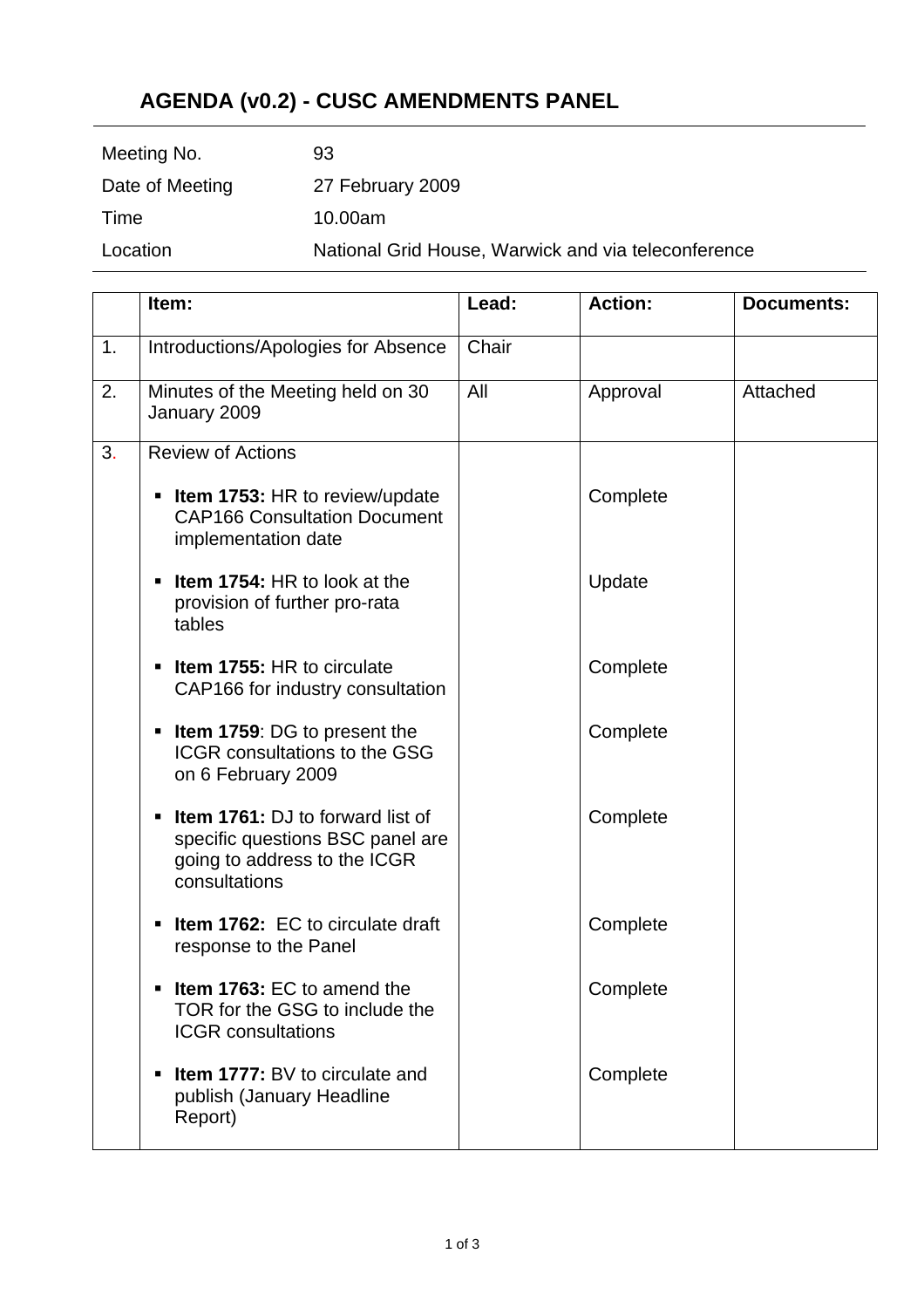# AGENDA (v0.2) - CUSC AMENDMENTS PANEL

| | |
|---|---|
| Meeting No. | 93 |
| Date of Meeting | 27 February 2009 |
| Time | 10.00am |
| Location | National Grid House, Warwick and via teleconference |

| | Item: | Lead: | Action: | Documents: |
|---|---|---|---|---|
| 1. | Introductions/Apologies for Absence | Chair | | |
| 2. | Minutes of the Meeting held on 30 January 2009 | All | Approval | Attached |
| 3. | Review of Actions | | | |
| | ▪ **Item 1753:** HR to review/update CAP166 Consultation Document implementation date | | Complete | |
| | ▪ **Item 1754:** HR to look at the provision of further pro-rata tables | | Update | |
| | ▪ **Item 1755:** HR to circulate CAP166 for industry consultation | | Complete | |
| | ▪ **Item 1759**: DG to present the ICGR consultations to the GSG on 6 February 2009 | | Complete | |
| | ▪ **Item 1761:** DJ to forward list of specific questions BSC panel are going to address to the ICGR consultations | | Complete | |
| | ▪ **Item 1762:** EC to circulate draft response to the Panel | | Complete | |
| | ▪ **Item 1763:** EC to amend the TOR for the GSG to include the ICGR consultations | | Complete | |
| | ▪ **Item 1777:** BV to circulate and publish (January Headline Report) | | Complete | |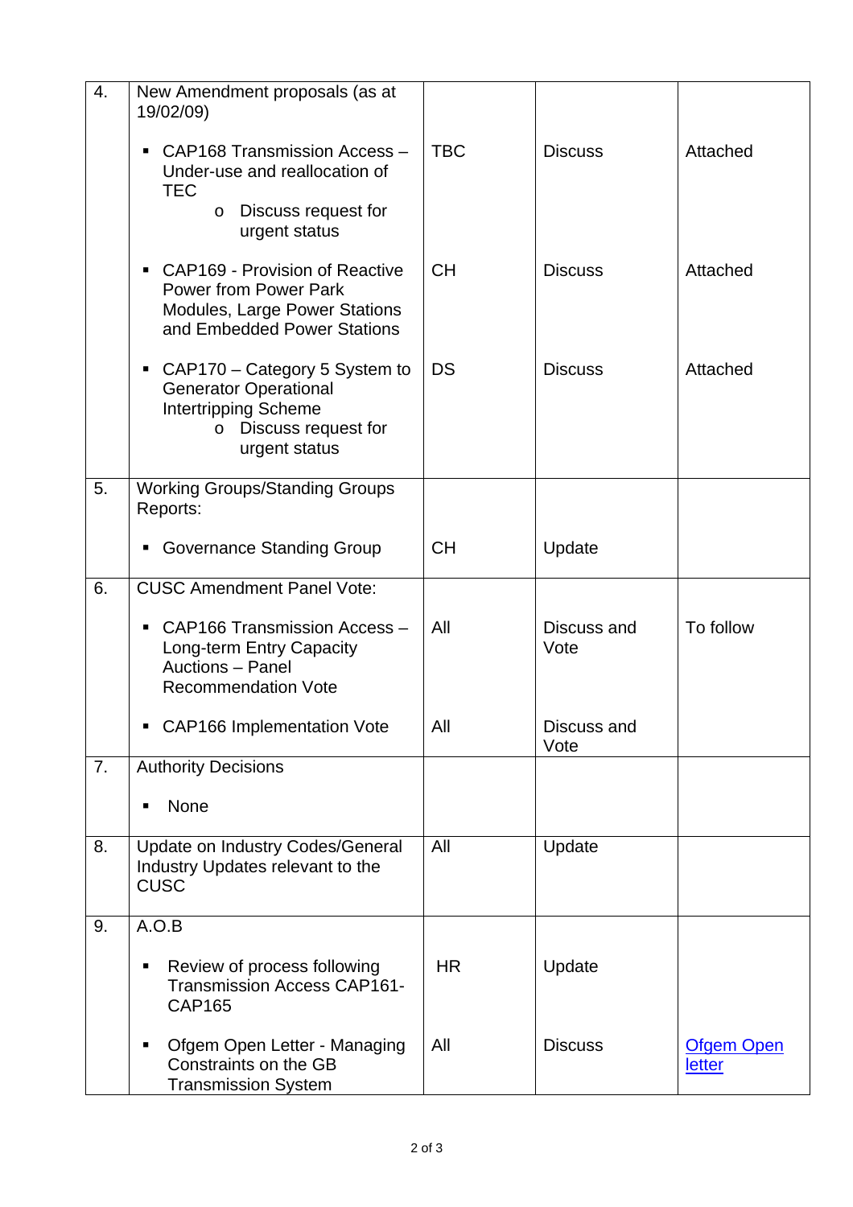| | | | | |
|---|---|---|---|---|
| 4. | New Amendment proposals (as at 19/02/09)<br><br>▪ CAP168 Transmission Access – Under-use and reallocation of TEC<br>  o Discuss request for urgent status<br><br>▪ CAP169 - Provision of Reactive Power from Power Park Modules, Large Power Stations and Embedded Power Stations<br><br>▪ CAP170 – Category 5 System to Generator Operational Intertripping Scheme<br>  o Discuss request for urgent status | <br><br>TBC<br><br><br><br>CH<br><br><br><br>DS | <br><br>Discuss<br><br><br><br>Discuss<br><br><br><br>Discuss | <br><br>Attached<br><br><br><br>Attached<br><br><br><br>Attached |
| 5. | Working Groups/Standing Groups Reports:<br><br>▪ Governance Standing Group | <br><br>CH | <br><br>Update | |
| 6. | CUSC Amendment Panel Vote:<br><br>▪ CAP166 Transmission Access – Long-term Entry Capacity Auctions – Panel Recommendation Vote<br><br>▪ CAP166 Implementation Vote | <br><br>All<br><br><br><br>All | <br><br>Discuss and Vote<br><br><br><br>Discuss and Vote | <br><br>To follow |
| 7. | Authority Decisions<br><br>▪ None | | | |
| 8. | Update on Industry Codes/General Industry Updates relevant to the CUSC | All | Update | |
| 9. | A.O.B<br><br>▪ Review of process following Transmission Access CAP161-CAP165<br><br>▪ Ofgem Open Letter - Managing Constraints on the GB Transmission System | <br><br>HR<br><br><br>All | <br><br>Update<br><br><br>Discuss | <br><br><br><br><br>Ofgem Open letter |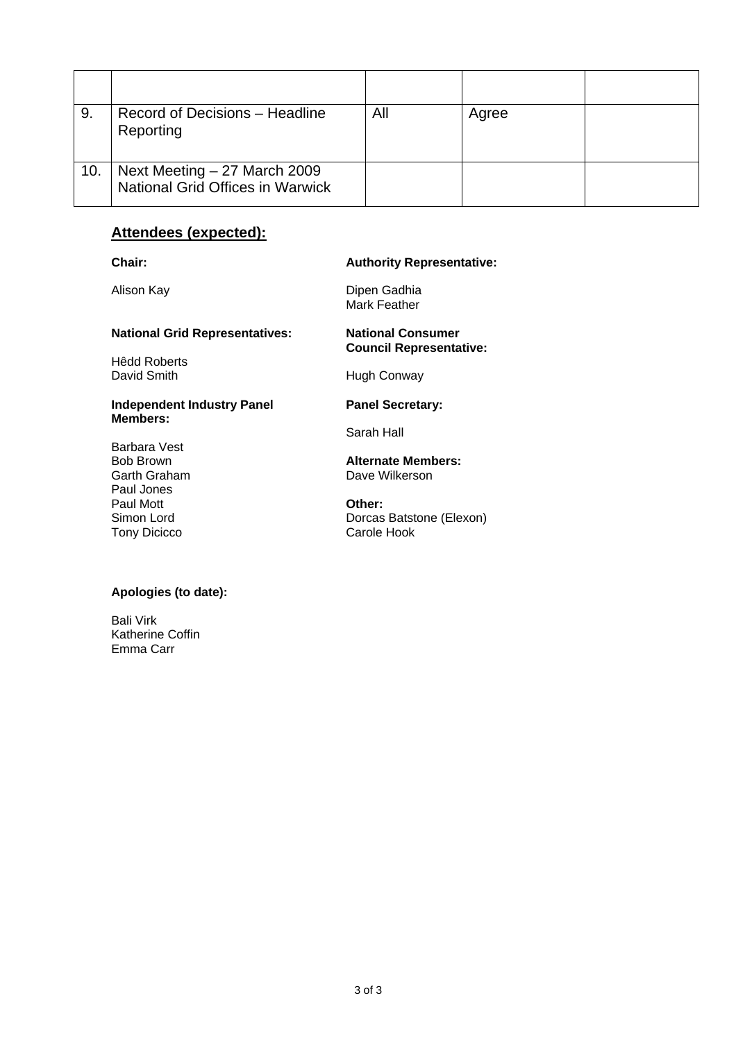| | | | | |
|---|---|---|---|---|
| | | | | |
| 9. | Record of Decisions – Headline Reporting | All | Agree | |
| 10. | Next Meeting – 27 March 2009 National Grid Offices in Warwick | | | |

## Attendees (expected):

**Chair:**

Alison Kay

**National Grid Representatives:**

Hêdd Roberts
David Smith

**Independent Industry Panel Members:**

Barbara Vest
Bob Brown
Garth Graham
Paul Jones
Paul Mott
Simon Lord
Tony Dicicco

**Authority Representative:**

Dipen Gadhia
Mark Feather

**National Consumer Council Representative:**

Hugh Conway

**Panel Secretary:**

Sarah Hall

**Alternate Members:**
Dave Wilkerson

**Other:**
Dorcas Batstone (Elexon)
Carole Hook

**Apologies (to date):**

Bali Virk
Katherine Coffin
Emma Carr